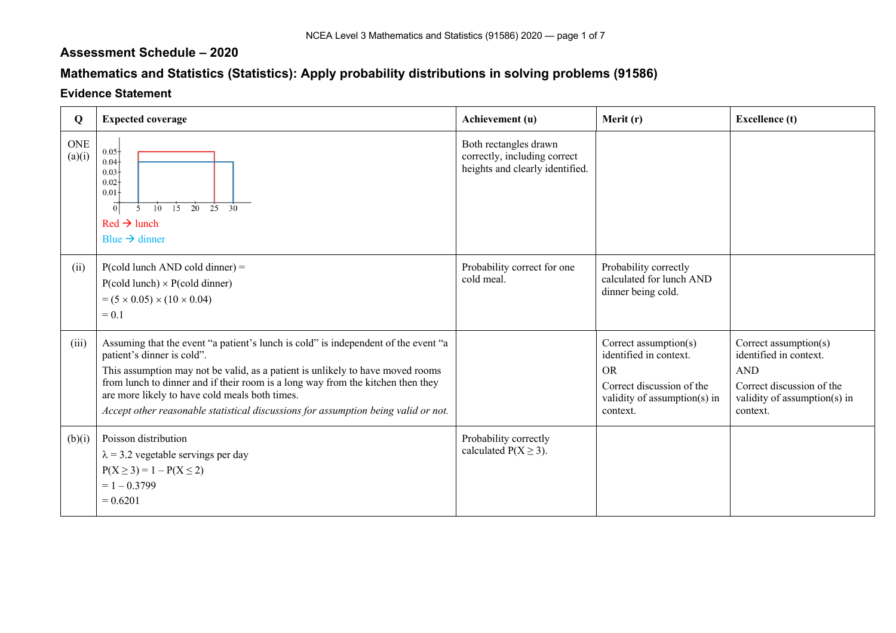## Assessment Schedule – 2020

## Mathematics and Statistics (Statistics): Apply probability distributions in solving problems (91586)

### Evidence Statement

| Q | Expected coverage | Achievement (u) | Merit (r) | Excellence (t) |
|---|---|---|---|---|
| ONE (a)(i) | Red → lunch<br>Blue → dinner | Both rectangles drawn correctly, including correct heights and clearly identified. | | |
| (ii) | P(cold lunch AND cold dinner) =<br>P(cold lunch) × P(cold dinner)<br>$= (5 \times 0.05) \times (10 \times 0.04)$<br>$= 0.1$ | Probability correct for one cold meal. | Probability correctly calculated for lunch AND dinner being cold. | |
| (iii) | Assuming that the event "a patient's lunch is cold" is independent of the event "a patient's dinner is cold".<br>This assumption may not be valid, as a patient is unlikely to have moved rooms from lunch to dinner and if their room is a long way from the kitchen then they are more likely to have cold meals both times.<br>*Accept other reasonable statistical discussions for assumption being valid or not.* | | Correct assumption(s) identified in context.<br>OR<br>Correct discussion of the validity of assumption(s) in context. | Correct assumption(s) identified in context.<br>AND<br>Correct discussion of the validity of assumption(s) in context. |
| (b)(i) | Poisson distribution<br>$\lambda = 3.2$ vegetable servings per day<br>$P(X \geq 3) = 1 - P(X \leq 2)$<br>$= 1 - 0.3799$<br>$= 0.6201$ | Probability correctly calculated $P(X \geq 3)$. | | |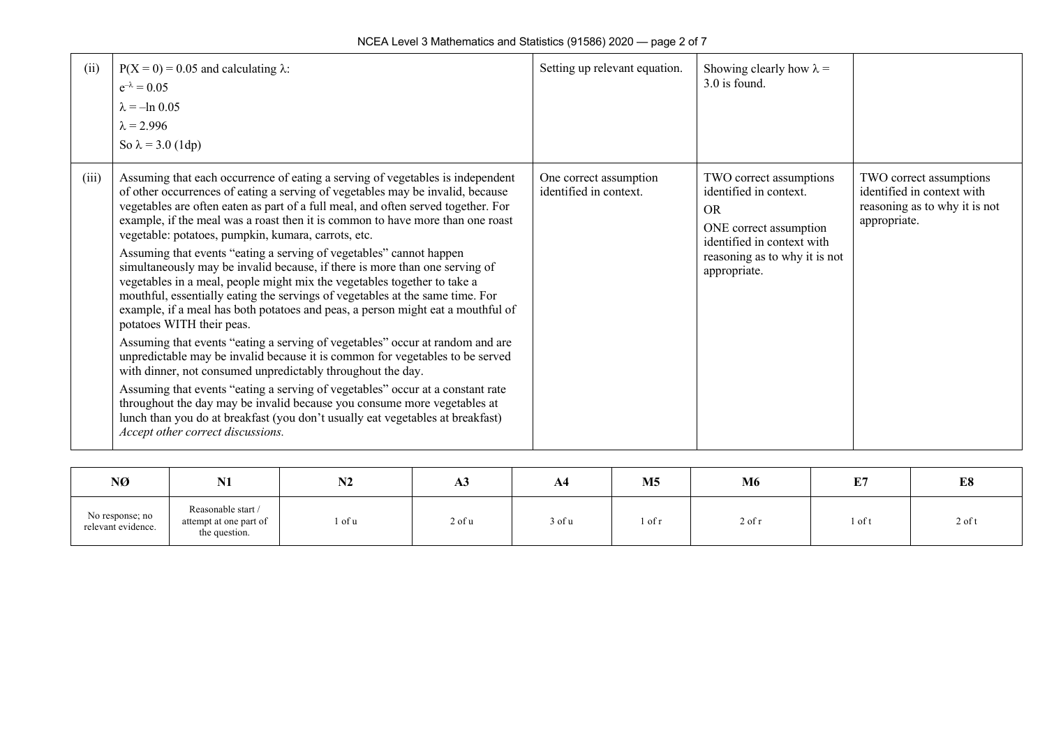| | | | | |
|---|---|---|---|---|
| (ii) | $P(X = 0) = 0.05$ and calculating $\lambda$:<br>$e^{-\lambda} = 0.05$<br>$\lambda = -\ln 0.05$<br>$\lambda = 2.996$<br>So $\lambda = 3.0$ (1dp) | Setting up relevant equation. | Showing clearly how $\lambda = 3.0$ is found. | |
| (iii) | Assuming that each occurrence of eating a serving of vegetables is independent of other occurrences of eating a serving of vegetables may be invalid, because vegetables are often eaten as part of a full meal, and often served together. For example, if the meal was a roast then it is common to have more than one roast vegetable: potatoes, pumpkin, kumara, carrots, etc.<br>Assuming that events "eating a serving of vegetables" cannot happen simultaneously may be invalid because, if there is more than one serving of vegetables in a meal, people might mix the vegetables together to take a mouthful, essentially eating the servings of vegetables at the same time. For example, if a meal has both potatoes and peas, a person might eat a mouthful of potatoes WITH their peas.<br>Assuming that events "eating a serving of vegetables" occur at random and are unpredictable may be invalid because it is common for vegetables to be served with dinner, not consumed unpredictably throughout the day.<br>Assuming that events "eating a serving of vegetables" occur at a constant rate throughout the day may be invalid because you consume more vegetables at lunch than you do at breakfast (you don't usually eat vegetables at breakfast)<br>*Accept other correct discussions.* | One correct assumption identified in context. | TWO correct assumptions identified in context.<br>OR<br>ONE correct assumption identified in context with reasoning as to why it is not appropriate. | TWO correct assumptions identified in context with reasoning as to why it is not appropriate. |

| NØ | N1 | N2 | A3 | A4 | M5 | M6 | E7 | E8 |
|---|---|---|---|---|---|---|---|---|
| No response; no relevant evidence. | Reasonable start / attempt at one part of the question. | 1 of u | 2 of u | 3 of u | 1 of r | 2 of r | 1 of t | 2 of t |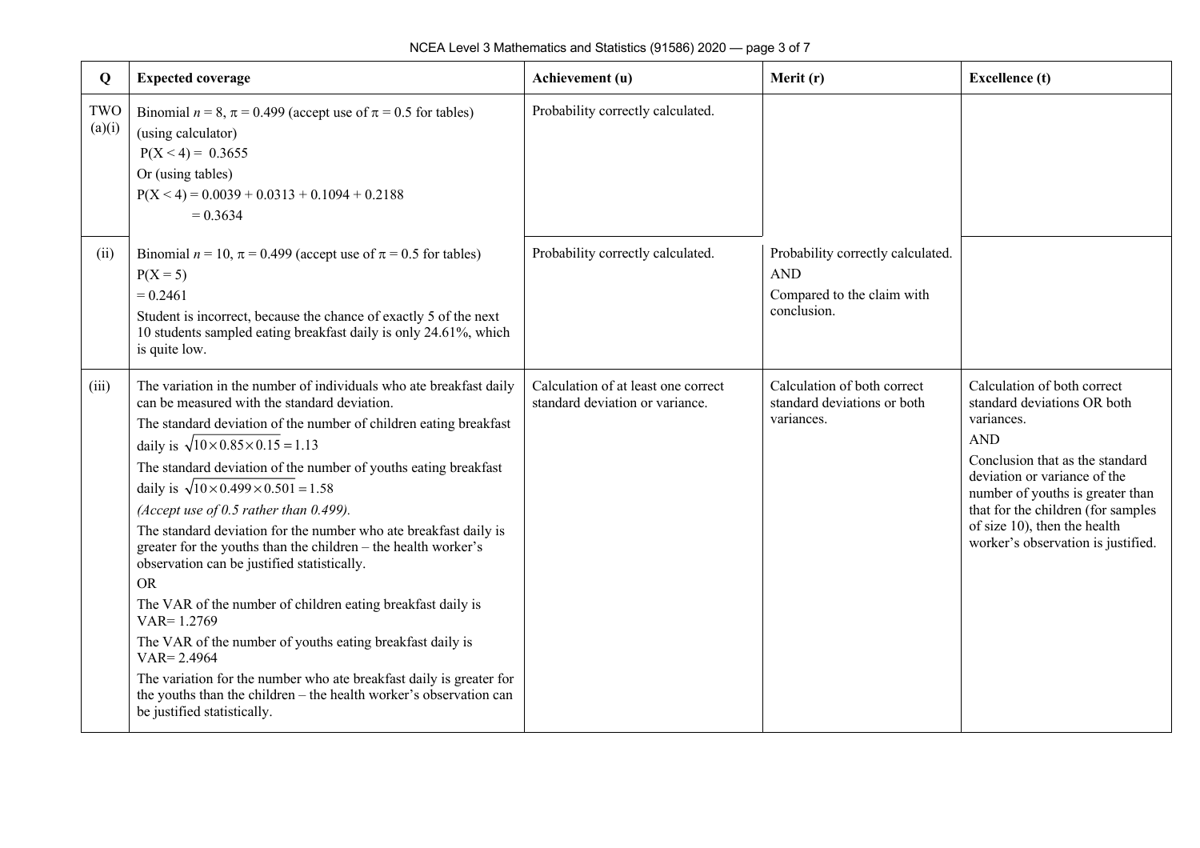| Q | Expected coverage | Achievement (u) | Merit (r) | Excellence (t) |
|---|---|---|---|---|
| TWO (a)(i) | Binomial $n = 8$, $\pi = 0.499$ (accept use of $\pi = 0.5$ for tables)<br>(using calculator)<br>$P(X < 4) = 0.3655$<br>Or (using tables)<br>$P(X < 4) = 0.0039 + 0.0313 + 0.1094 + 0.2188$<br>$= 0.3634$ | Probability correctly calculated. | | |
| (ii) | Binomial $n = 10$, $\pi = 0.499$ (accept use of $\pi = 0.5$ for tables)<br>$P(X = 5)$<br>$= 0.2461$<br>Student is incorrect, because the chance of exactly 5 of the next 10 students sampled eating breakfast daily is only 24.61%, which is quite low. | Probability correctly calculated. | Probability correctly calculated.<br>AND<br>Compared to the claim with conclusion. | |
| (iii) | The variation in the number of individuals who ate breakfast daily can be measured with the standard deviation.<br>The standard deviation of the number of children eating breakfast daily is $\sqrt{10 \times 0.85 \times 0.15} = 1.13$<br>The standard deviation of the number of youths eating breakfast daily is $\sqrt{10 \times 0.499 \times 0.501} = 1.58$<br>*(Accept use of 0.5 rather than 0.499).*<br>The standard deviation for the number who ate breakfast daily is greater for the youths than the children – the health worker's observation can be justified statistically.<br>OR<br>The VAR of the number of children eating breakfast daily is VAR= 1.2769<br>The VAR of the number of youths eating breakfast daily is VAR= 2.4964<br>The variation for the number who ate breakfast daily is greater for the youths than the children – the health worker's observation can be justified statistically. | Calculation of at least one correct standard deviation or variance. | Calculation of both correct standard deviations or both variances. | Calculation of both correct standard deviations OR both variances.<br>AND<br>Conclusion that as the standard deviation or variance of the number of youths is greater than that for the children (for samples of size 10), then the health worker's observation is justified. |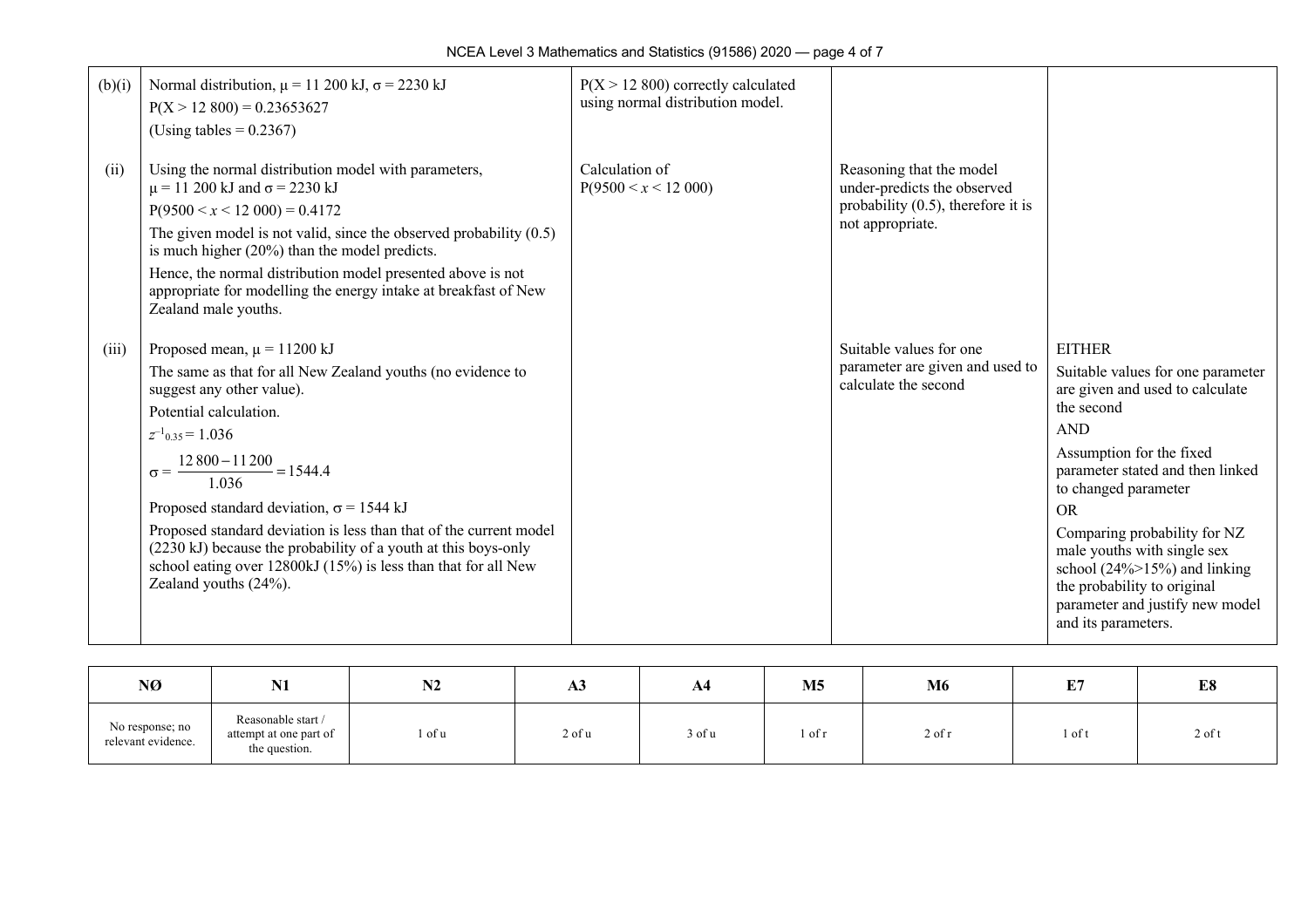| | | | | |
|---|---|---|---|---|
| (b)(i) | Normal distribution, $\mu = 11\,200$ kJ, $\sigma = 2230$ kJ<br>$P(X > 12\,800) = 0.23653627$<br>(Using tables = 0.2367) | $P(X > 12\,800)$ correctly calculated using normal distribution model. | | |
| (ii) | Using the normal distribution model with parameters, $\mu = 11\,200$ kJ and $\sigma = 2230$ kJ<br>$P(9500 < x < 12\,000) = 0.4172$<br>The given model is not valid, since the observed probability (0.5) is much higher (20%) than the model predicts.<br>Hence, the normal distribution model presented above is not appropriate for modelling the energy intake at breakfast of New Zealand male youths. | Calculation of $P(9500 < x < 12\,000)$ | Reasoning that the model under-predicts the observed probability (0.5), therefore it is not appropriate. | |
| (iii) | Proposed mean, $\mu = 11200$ kJ<br>The same as that for all New Zealand youths (no evidence to suggest any other value).<br>Potential calculation.<br>$z^{-1}_{0.35} = 1.036$<br>$\sigma = \dfrac{12\,800 - 11\,200}{1.036} = 1544.4$<br>Proposed standard deviation, $\sigma = 1544$ kJ<br>Proposed standard deviation is less than that of the current model (2230 kJ) because the probability of a youth at this boys-only school eating over 12800kJ (15%) is less than that for all New Zealand youths (24%). | | Suitable values for one parameter are given and used to calculate the second | EITHER<br>Suitable values for one parameter are given and used to calculate the second<br>AND<br>Assumption for the fixed parameter stated and then linked to changed parameter<br>OR<br>Comparing probability for NZ male youths with single sex school (24%>15%) and linking the probability to original parameter and justify new model and its parameters. |

| NØ | N1 | N2 | A3 | A4 | M5 | M6 | E7 | E8 |
|---|---|---|---|---|---|---|---|---|
| No response; no relevant evidence. | Reasonable start / attempt at one part of the question. | 1 of u | 2 of u | 3 of u | 1 of r | 2 of r | 1 of t | 2 of t |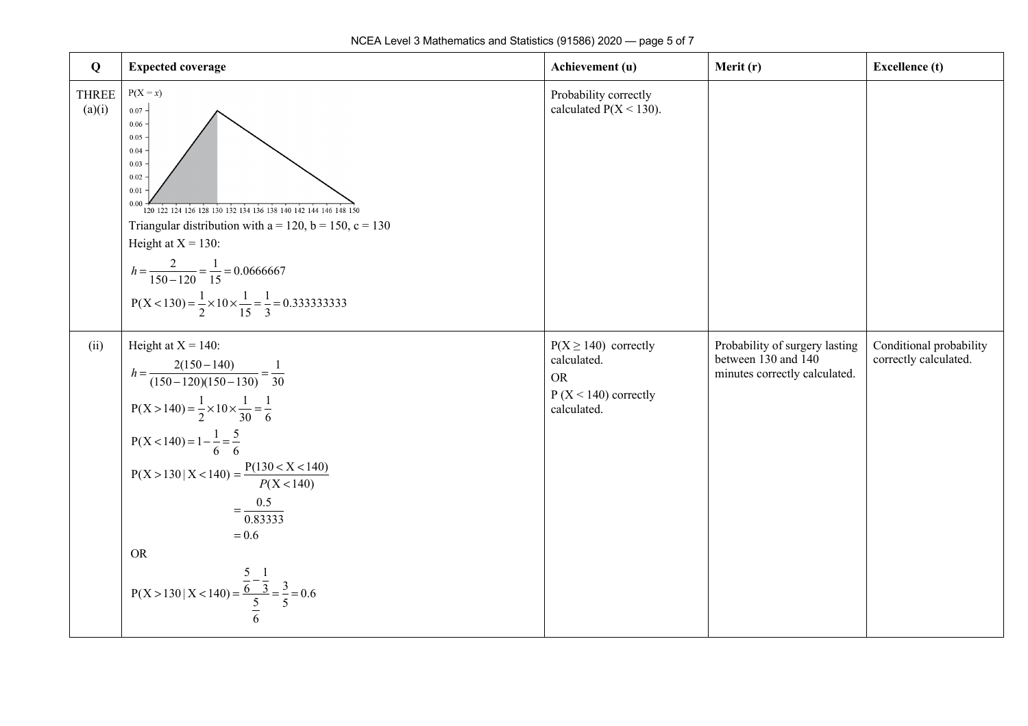| Q | Expected coverage | Achievement (u) | Merit (r) | Excellence (t) |
|---|---|---|---|---|
| THREE (a)(i) | Triangular distribution with a = 120, b = 150, c = 130 <br> Height at X = 130: <br> $h = \frac{2}{150-120} = \frac{1}{15} = 0.0666667$ <br> $\text{P}(\text{X} < 130) = \frac{1}{2} \times 10 \times \frac{1}{15} = \frac{1}{3} = 0.333333333$ | Probability correctly calculated P(X < 130). | | |
| (ii) | Height at X = 140: <br> $h = \frac{2(150-140)}{(150-120)(150-130)} = \frac{1}{30}$ <br> $\text{P}(\text{X} > 140) = \frac{1}{2} \times 10 \times \frac{1}{30} = \frac{1}{6}$ <br> $\text{P}(\text{X} < 140) = 1 - \frac{1}{6} = \frac{5}{6}$ <br> $\text{P}(\text{X} > 130 \mid \text{X} < 140) = \frac{\text{P}(130 < \text{X} < 140)}{P(\text{X} < 140)} = \frac{0.5}{0.83333} = 0.6$ <br> OR <br> $\text{P}(\text{X} > 130 \mid \text{X} < 140) = \frac{\frac{5}{6} - \frac{1}{3}}{\frac{5}{6}} = \frac{3}{5} = 0.6$ | P(X ≥ 140) correctly calculated. <br> OR <br> P (X < 140) correctly calculated. | Probability of surgery lasting between 130 and 140 minutes correctly calculated. | Conditional probability correctly calculated. |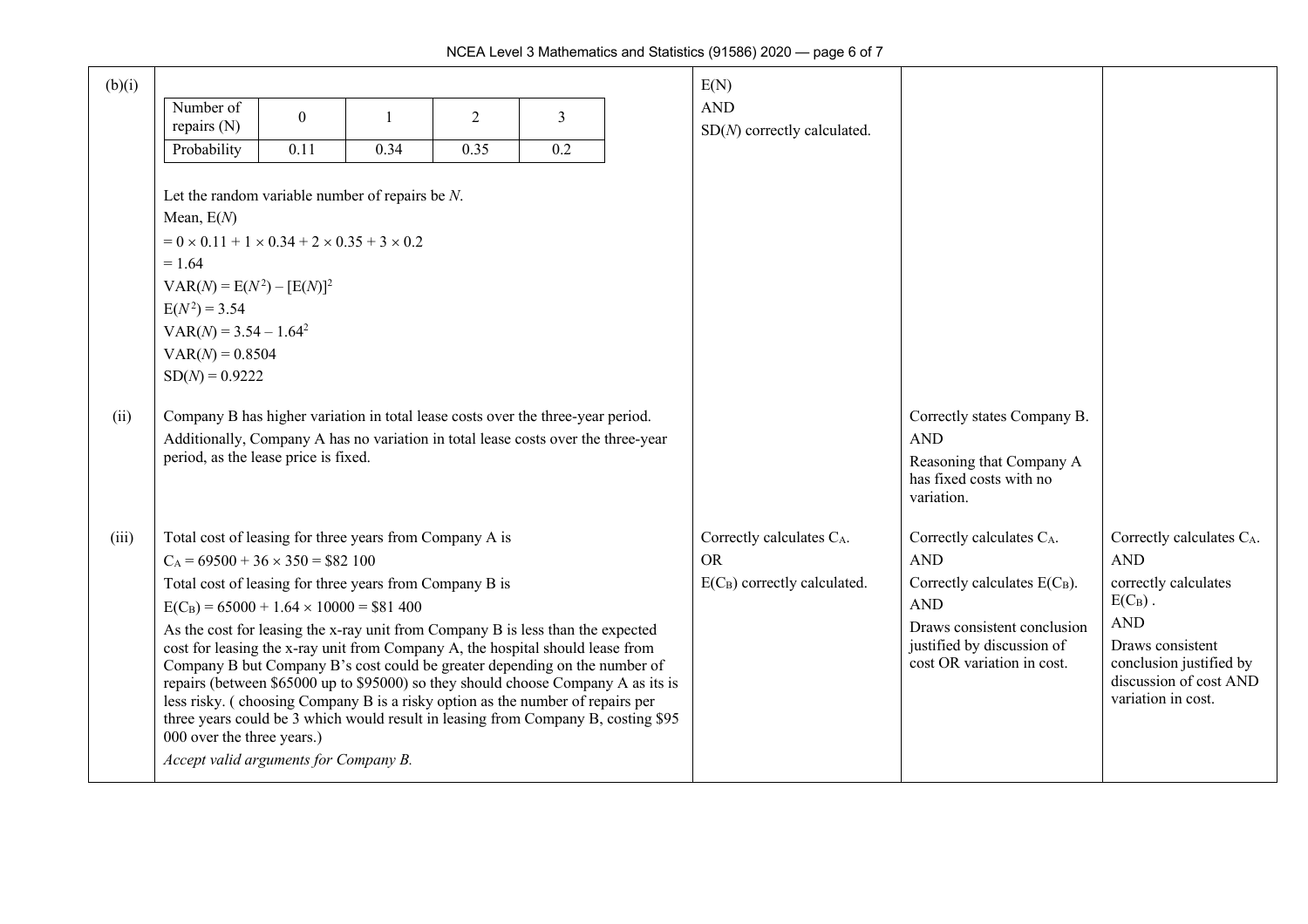| | | | | |
|---|---|---|---|---|
| (b)(i) | \| Number of repairs (N) \| 0 \| 1 \| 2 \| 3 \|<br>\| Probability \| 0.11 \| 0.34 \| 0.35 \| 0.2 \|<br><br>Let the random variable number of repairs be $N$.<br>Mean, $E(N)$<br>$= 0 \times 0.11 + 1 \times 0.34 + 2 \times 0.35 + 3 \times 0.2$<br>$= 1.64$<br>$VAR(N) = E(N^2) - [E(N)]^2$<br>$E(N^2) = 3.54$<br>$VAR(N) = 3.54 - 1.64^2$<br>$VAR(N) = 0.8504$<br>$SD(N) = 0.9222$ | $E(N)$<br>AND<br>$SD(N)$ correctly calculated. | | |
| (ii) | Company B has higher variation in total lease costs over the three-year period.<br>Additionally, Company A has no variation in total lease costs over the three-year period, as the lease price is fixed. | | Correctly states Company B.<br>AND<br>Reasoning that Company A has fixed costs with no variation. | |
| (iii) | Total cost of leasing for three years from Company A is<br>$C_A = 69500 + 36 \times 350 = \$82\,100$<br>Total cost of leasing for three years from Company B is<br>$E(C_B) = 65000 + 1.64 \times 10000 = \$81\,400$<br>As the cost for leasing the x-ray unit from Company B is less than the expected cost for leasing the x-ray unit from Company A, the hospital should lease from Company B but Company B's cost could be greater depending on the number of repairs (between \$65000 up to \$95000) so they should choose Company A as its is less risky. ( choosing Company B is a risky option as the number of repairs per three years could be 3 which would result in leasing from Company B, costing \$95 000 over the three years.)<br>*Accept valid arguments for Company B.* | Correctly calculates $C_A$.<br>OR<br>$E(C_B)$ correctly calculated. | Correctly calculates $C_A$.<br>AND<br>Correctly calculates $E(C_B)$.<br>AND<br>Draws consistent conclusion justified by discussion of cost OR variation in cost. | Correctly calculates $C_A$.<br>AND<br>correctly calculates $E(C_B)$ .<br>AND<br>Draws consistent conclusion justified by discussion of cost AND variation in cost. |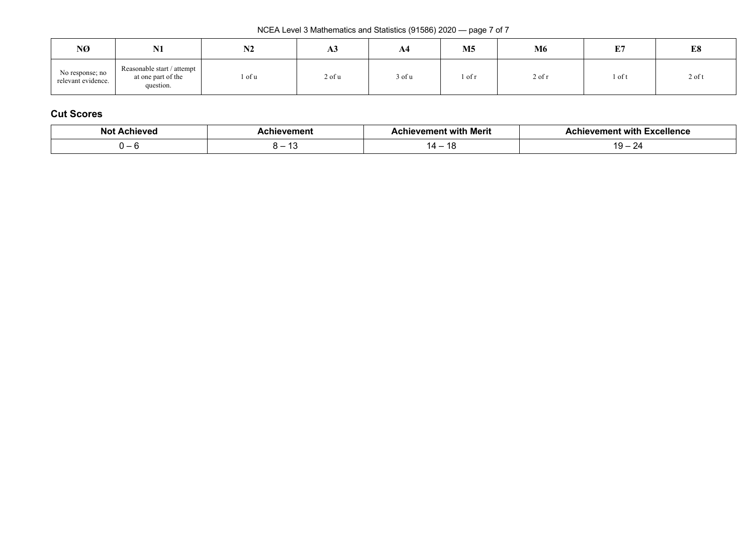| NØ | N1 | N2 | A3 | A4 | M5 | M6 | E7 | E8 |
|---|---|---|---|---|---|---|---|---|
| No response; no relevant evidence. | Reasonable start / attempt at one part of the question. | 1 of u | 2 of u | 3 of u | 1 of r | 2 of r | 1 of t | 2 of t |

## Cut Scores

| Not Achieved | Achievement | Achievement with Merit | Achievement with Excellence |
|---|---|---|---|
| 0 – 6 | 8 – 13 | 14 – 18 | 19 – 24 |